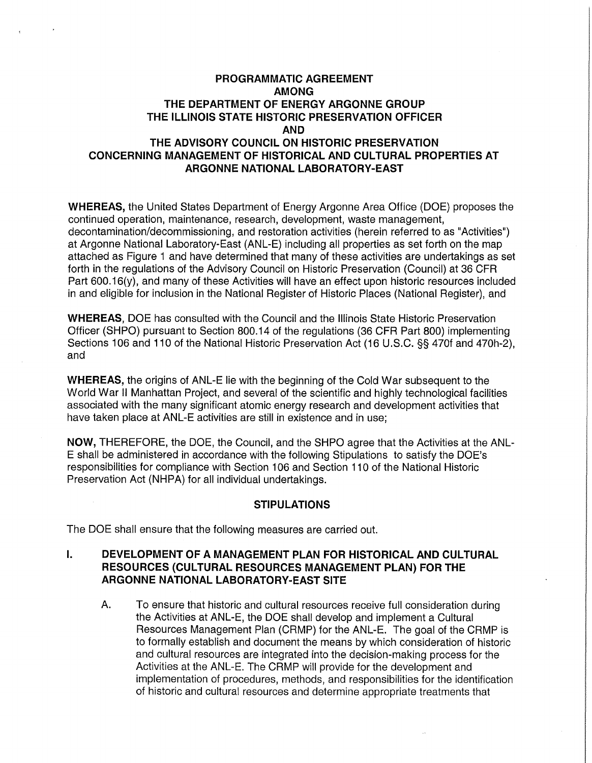# PROGRAMMATIC AGREEMENT AMONG THE DEPARTMENT OF ENERGY ARGONNE GROUP THE ILLINOIS STATE HISTORIC PRESERVATION OFFICER AND THE ADVISORY COUNCIL ON HISTORIC PRESERVATION CONCERNING MANAGEMENT OF HISTORICAL AND CULTURAL PROPERTIES AT ARGONNE NATIONAL LABORATORY-EAST

**WHEREAS,** the United States Department of Energy Argonne Area Office (DOE) proposes the continued operation, maintenance, research, development, waste management, decontamination/decommissioning, and restoration activities (herein referred to as "Activities") at Argonne National Laboratory-East (ANL-E) including all properties as set forth on the map attached as Figure 1 and have determined that many of these activities are undertakings as set forth in the regulations of the Advisory Council on Historic Preservation (Council) at 36 CFR Part 600.16(y), and many of these Activities will have an effect upon historic resources included in and eligible for inclusion in the National Register of Historic Places (National Register), and

**WHEREAS,** DOE has consulted with the Council and the Illinois State Historic Preservation Officer (SHPO) pursuant to Section 800.14 of the regulations (36 CFR Part 800) implementing Sections 106 and 110 of the National Historic Preservation Act (16 U.S.C. §§ 470f and 470h-2), and

**WHEREAS,** the origins of ANL-E lie with the beginning of the Cold War subsequent to the World War II Manhattan Project, and several of the scientific and highly technological facilities associated with the many significant atomic energy research and development activities that have taken place at ANL-E activities are still in existence and in use;

**NOW,** THEREFORE, the DOE, the Council, and the SHPO agree that the Activities at the ANL-E shall be administered in accordance with the following Stipulations to satisfy the DOE's responsibilities for compliance with Section 106 and Section 110 of the National Historic Preservation Act (NHPA) for all individual undertakings.

## STIPULATIONS

The DOE shall ensure that the following measures are carried out.

### I. DEVELOPMENT OF A MANAGEMENT PLAN FOR HISTORICAL AND CULTURAL RESOURCES (CULTURAL RESOURCES MANAGEMENT PLAN) FOR THE ARGONNE NATIONAL LABORATORY-EAST SITE

A. To ensure that historic and cultural resources receive full consideration during the Activities at ANL-E, the DOE shall develop and implement a Cultural Resources Management Plan (CRMP) for the ANL-E. The goal of the CRMP is to formally establish and document the means by which consideration of historic and cultural resources are integrated into the decision-making process for the Activities at the ANL-E. The CRMP will provide for the development and implementation of procedures, methods, and responsibilities for the identification of historic and cultural resources and determine appropriate treatments that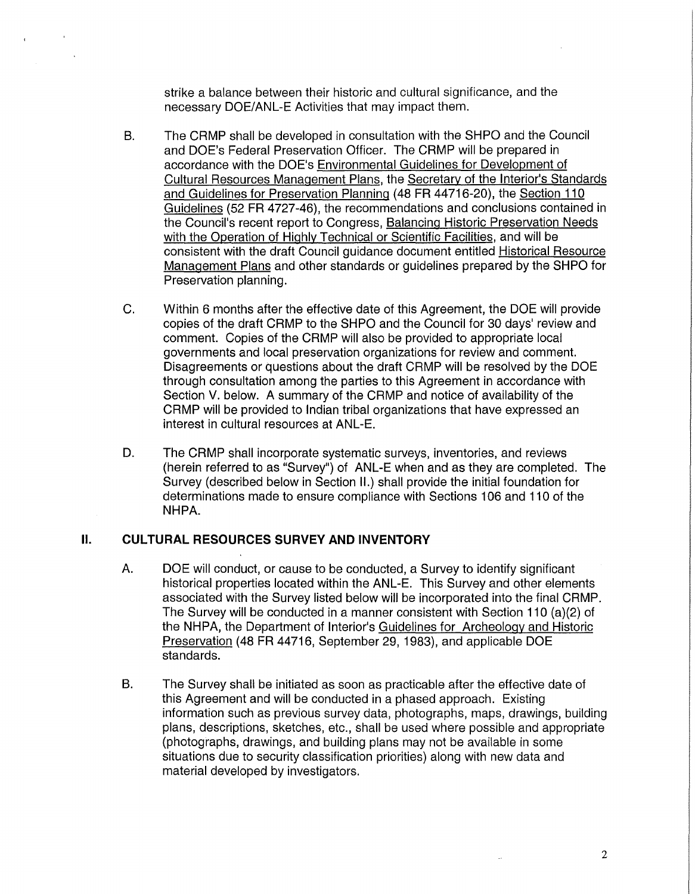strike a balance between their historic and cultural significance, and the necessary DOE/ANL-E Activities that may impact them.

B. The CRMP shall be developed in consultation with the SHPO and the Council and DOE's Federal Preservation Officer. The CRMP will be prepared in accordance with the DOE's Environmental Guidelines for Development of Cultural Resources Management Plans, the Secretary of the Interior's Standards and Guidelines for Preservation Planning (48 FR 44716-20), the Section 110 Guidelines (52 FR 4727-46), the recommendations and conclusions contained in the Council's recent report to Congress, Balancing Historic Preservation Needs with the Operation of Highly Technical or Scientific Facilities, and will be consistent with the draft Council guidance document entitled Historical Resource Management Plans and other standards or guidelines prepared by the SHPO for Preservation planning.

C. Within 6 months after the effective date of this Agreement, the DOE will provide copies of the draft CRMP to the SHPO and the Council for 30 days' review and comment. Copies of the CRMP will also be provided to appropriate local governments and local preservation organizations for review and comment. Disagreements or questions about the draft CRMP will be resolved by the DOE through consultation among the parties to this Agreement in accordance with Section V. below. A summary of the CRMP and notice of availability of the CRMP will be provided to Indian tribal organizations that have expressed an interest in cultural resources at ANL-E.

D. The CRMP shall incorporate systematic surveys, inventories, and reviews (herein referred to as "Survey") of ANL-E when and as they are completed. The Survey (described below in Section II.) shall provide the initial foundation for determinations made to ensure compliance with Sections 106 and 110 of the NHPA.

## II. CULTURAL RESOURCES SURVEY AND INVENTORY

A. DOE will conduct, or cause to be conducted, a Survey to identify significant historical properties located within the ANL-E. This Survey and other elements associated with the Survey listed below will be incorporated into the final CRMP. The Survey will be conducted in a manner consistent with Section 110 (a)(2) of the NHPA, the Department of Interior's Guidelines for Archeology and Historic Preservation (48 FR 44716, September 29, 1983), and applicable DOE standards.

B. The Survey shall be initiated as soon as practicable after the effective date of this Agreement and will be conducted in a phased approach. Existing information such as previous survey data, photographs, maps, drawings, building plans, descriptions, sketches, etc., shall be used where possible and appropriate (photographs, drawings, and building plans may not be available in some situations due to security classification priorities) along with new data and material developed by investigators.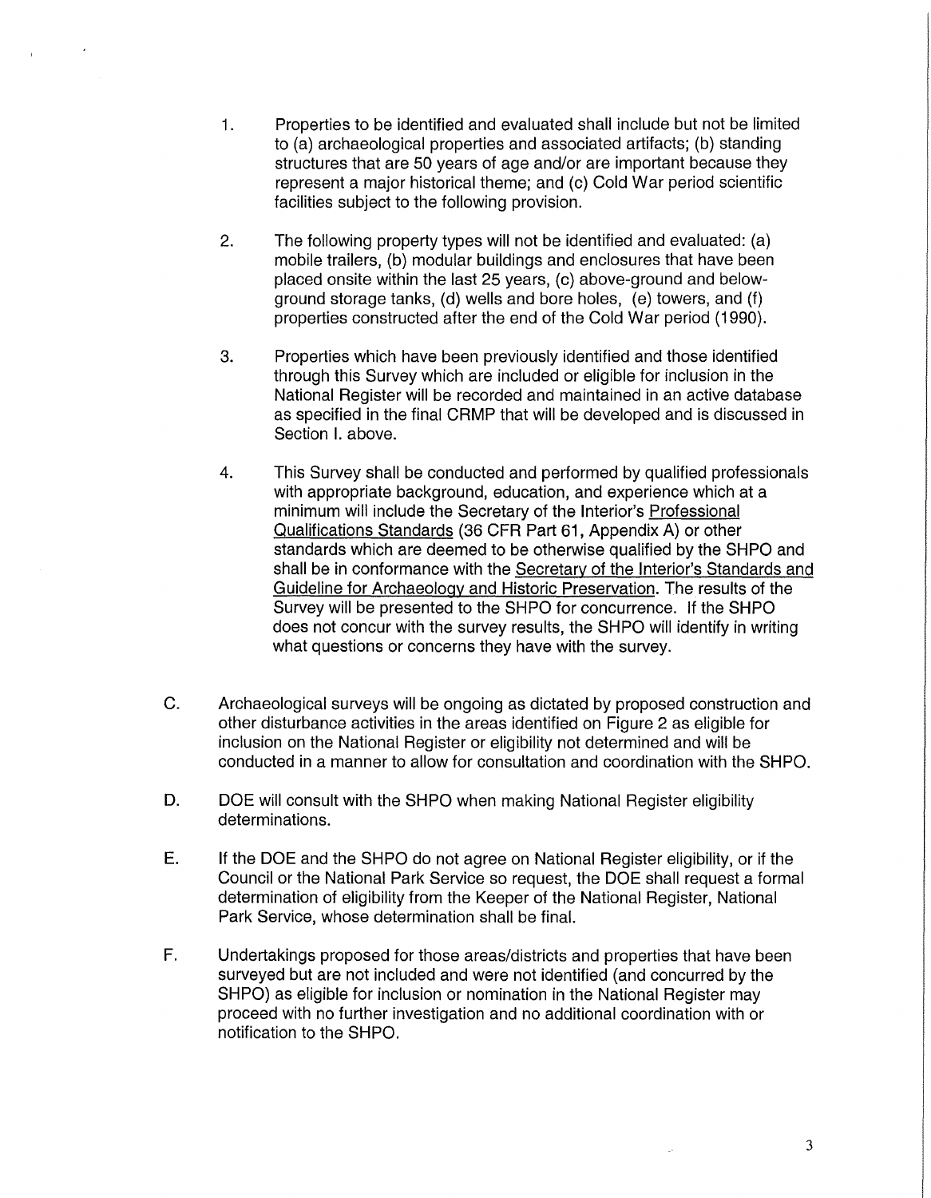1. Properties to be identified and evaluated shall include but not be limited to (a) archaeological properties and associated artifacts; (b) standing structures that are 50 years of age and/or are important because they represent a major historical theme; and (c) Cold War period scientific facilities subject to the following provision.

2. The following property types will not be identified and evaluated: (a) mobile trailers, (b) modular buildings and enclosures that have been placed onsite within the last 25 years, (c) above-ground and below-ground storage tanks, (d) wells and bore holes, (e) towers, and (f) properties constructed after the end of the Cold War period (1990).

3. Properties which have been previously identified and those identified through this Survey which are included or eligible for inclusion in the National Register will be recorded and maintained in an active database as specified in the final CRMP that will be developed and is discussed in Section I. above.

4. This Survey shall be conducted and performed by qualified professionals with appropriate background, education, and experience which at a minimum will include the Secretary of the Interior's Professional Qualifications Standards (36 CFR Part 61, Appendix A) or other standards which are deemed to be otherwise qualified by the SHPO and shall be in conformance with the Secretary of the Interior's Standards and Guideline for Archaeology and Historic Preservation. The results of the Survey will be presented to the SHPO for concurrence. If the SHPO does not concur with the survey results, the SHPO will identify in writing what questions or concerns they have with the survey.

C. Archaeological surveys will be ongoing as dictated by proposed construction and other disturbance activities in the areas identified on Figure 2 as eligible for inclusion on the National Register or eligibility not determined and will be conducted in a manner to allow for consultation and coordination with the SHPO.

D. DOE will consult with the SHPO when making National Register eligibility determinations.

E. If the DOE and the SHPO do not agree on National Register eligibility, or if the Council or the National Park Service so request, the DOE shall request a formal determination of eligibility from the Keeper of the National Register, National Park Service, whose determination shall be final.

F. Undertakings proposed for those areas/districts and properties that have been surveyed but are not included and were not identified (and concurred by the SHPO) as eligible for inclusion or nomination in the National Register may proceed with no further investigation and no additional coordination with or notification to the SHPO.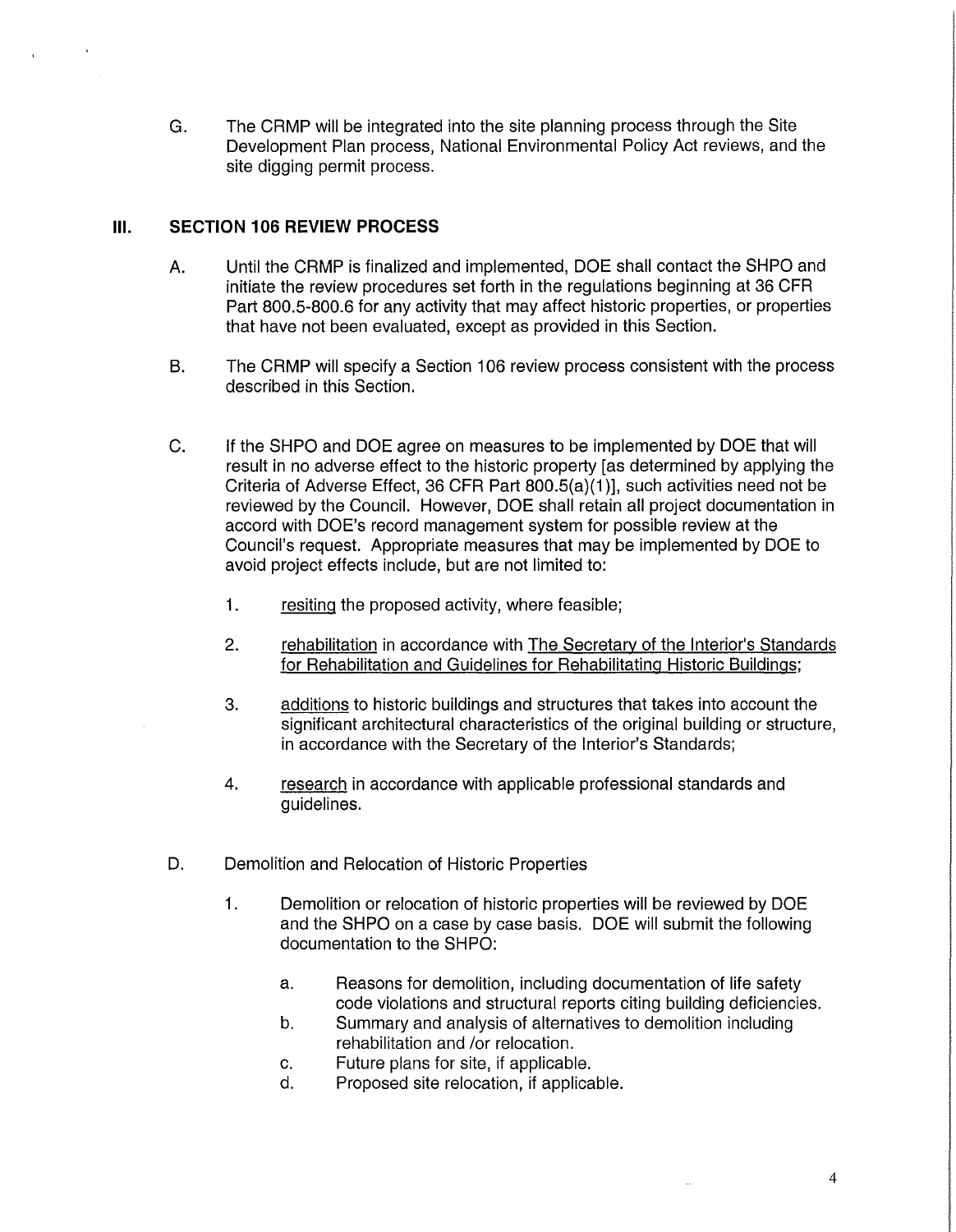G. The CRMP will be integrated into the site planning process through the Site Development Plan process, National Environmental Policy Act reviews, and the site digging permit process.

## III. SECTION 106 REVIEW PROCESS

A. Until the CRMP is finalized and implemented, DOE shall contact the SHPO and initiate the review procedures set forth in the regulations beginning at 36 CFR Part 800.5-800.6 for any activity that may affect historic properties, or properties that have not been evaluated, except as provided in this Section.

B. The CRMP will specify a Section 106 review process consistent with the process described in this Section.

C. If the SHPO and DOE agree on measures to be implemented by DOE that will result in no adverse effect to the historic property [as determined by applying the Criteria of Adverse Effect, 36 CFR Part 800.5(a)(1)], such activities need not be reviewed by the Council. However, DOE shall retain all project documentation in accord with DOE's record management system for possible review at the Council's request. Appropriate measures that may be implemented by DOE to avoid project effects include, but are not limited to:

1. <u>resiting</u> the proposed activity, where feasible;

2. <u>rehabilitation</u> in accordance with <u>The Secretary of the Interior's Standards for Rehabilitation and Guidelines for Rehabilitating Historic Buildings</u>;

3. <u>additions</u> to historic buildings and structures that takes into account the significant architectural characteristics of the original building or structure, in accordance with the Secretary of the Interior's Standards;

4. <u>research</u> in accordance with applicable professional standards and guidelines.

D. Demolition and Relocation of Historic Properties

1. Demolition or relocation of historic properties will be reviewed by DOE and the SHPO on a case by case basis. DOE will submit the following documentation to the SHPO:

   a. Reasons for demolition, including documentation of life safety code violations and structural reports citing building deficiencies.
   b. Summary and analysis of alternatives to demolition including rehabilitation and /or relocation.
   c. Future plans for site, if applicable.
   d. Proposed site relocation, if applicable.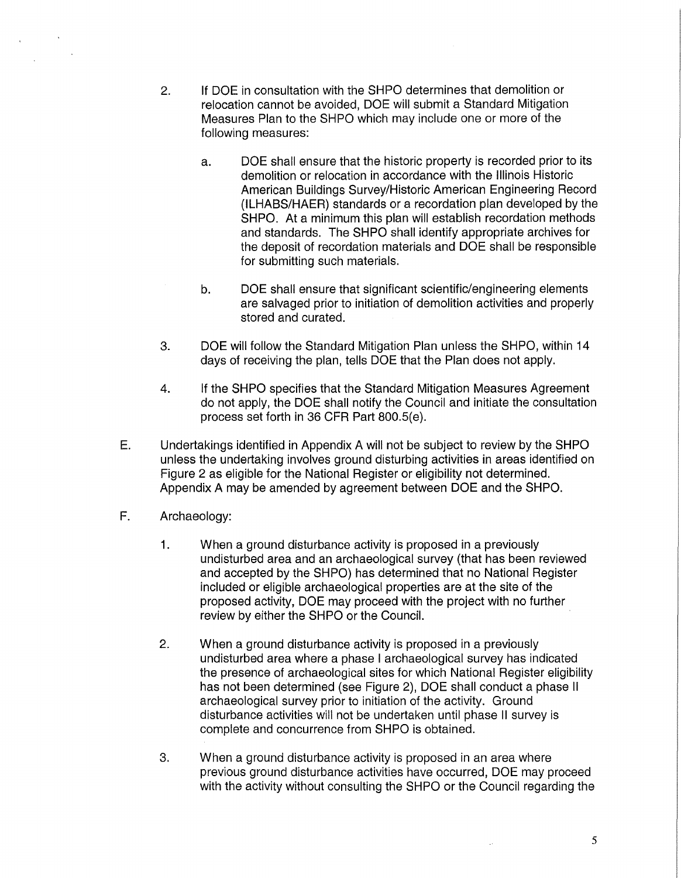2. If DOE in consultation with the SHPO determines that demolition or relocation cannot be avoided, DOE will submit a Standard Mitigation Measures Plan to the SHPO which may include one or more of the following measures:

   a. DOE shall ensure that the historic property is recorded prior to its demolition or relocation in accordance with the Illinois Historic American Buildings Survey/Historic American Engineering Record (ILHABS/HAER) standards or a recordation plan developed by the SHPO. At a minimum this plan will establish recordation methods and standards. The SHPO shall identify appropriate archives for the deposit of recordation materials and DOE shall be responsible for submitting such materials.

   b. DOE shall ensure that significant scientific/engineering elements are salvaged prior to initiation of demolition activities and properly stored and curated.

3. DOE will follow the Standard Mitigation Plan unless the SHPO, within 14 days of receiving the plan, tells DOE that the Plan does not apply.

4. If the SHPO specifies that the Standard Mitigation Measures Agreement do not apply, the DOE shall notify the Council and initiate the consultation process set forth in 36 CFR Part 800.5(e).

E. Undertakings identified in Appendix A will not be subject to review by the SHPO unless the undertaking involves ground disturbing activities in areas identified on Figure 2 as eligible for the National Register or eligibility not determined. Appendix A may be amended by agreement between DOE and the SHPO.

F. Archaeology:

1. When a ground disturbance activity is proposed in a previously undisturbed area and an archaeological survey (that has been reviewed and accepted by the SHPO) has determined that no National Register included or eligible archaeological properties are at the site of the proposed activity, DOE may proceed with the project with no further review by either the SHPO or the Council.

2. When a ground disturbance activity is proposed in a previously undisturbed area where a phase I archaeological survey has indicated the presence of archaeological sites for which National Register eligibility has not been determined (see Figure 2), DOE shall conduct a phase II archaeological survey prior to initiation of the activity. Ground disturbance activities will not be undertaken until phase II survey is complete and concurrence from SHPO is obtained.

3. When a ground disturbance activity is proposed in an area where previous ground disturbance activities have occurred, DOE may proceed with the activity without consulting the SHPO or the Council regarding the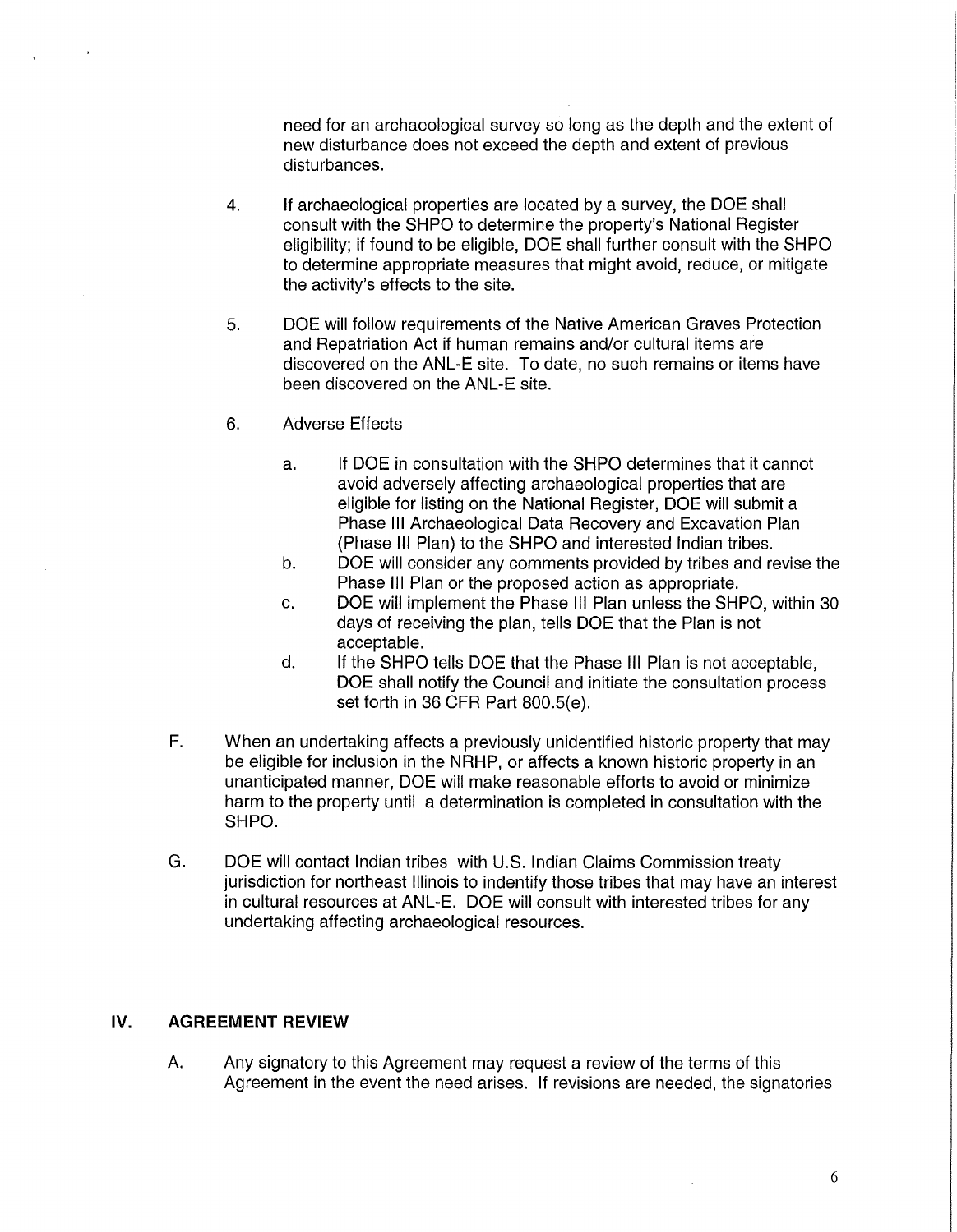need for an archaeological survey so long as the depth and the extent of new disturbance does not exceed the depth and extent of previous disturbances.

4. If archaeological properties are located by a survey, the DOE shall consult with the SHPO to determine the property's National Register eligibility; if found to be eligible, DOE shall further consult with the SHPO to determine appropriate measures that might avoid, reduce, or mitigate the activity's effects to the site.

5. DOE will follow requirements of the Native American Graves Protection and Repatriation Act if human remains and/or cultural items are discovered on the ANL-E site. To date, no such remains or items have been discovered on the ANL-E site.

6. Adverse Effects

   a. If DOE in consultation with the SHPO determines that it cannot avoid adversely affecting archaeological properties that are eligible for listing on the National Register, DOE will submit a Phase III Archaeological Data Recovery and Excavation Plan (Phase III Plan) to the SHPO and interested Indian tribes.
   b. DOE will consider any comments provided by tribes and revise the Phase III Plan or the proposed action as appropriate.
   c. DOE will implement the Phase III Plan unless the SHPO, within 30 days of receiving the plan, tells DOE that the Plan is not acceptable.
   d. If the SHPO tells DOE that the Phase III Plan is not acceptable, DOE shall notify the Council and initiate the consultation process set forth in 36 CFR Part 800.5(e).

F. When an undertaking affects a previously unidentified historic property that may be eligible for inclusion in the NRHP, or affects a known historic property in an unanticipated manner, DOE will make reasonable efforts to avoid or minimize harm to the property until a determination is completed in consultation with the SHPO.

G. DOE will contact Indian tribes with U.S. Indian Claims Commission treaty jurisdiction for northeast Illinois to indentify those tribes that may have an interest in cultural resources at ANL-E. DOE will consult with interested tribes for any undertaking affecting archaeological resources.

## IV. AGREEMENT REVIEW

A. Any signatory to this Agreement may request a review of the terms of this Agreement in the event the need arises. If revisions are needed, the signatories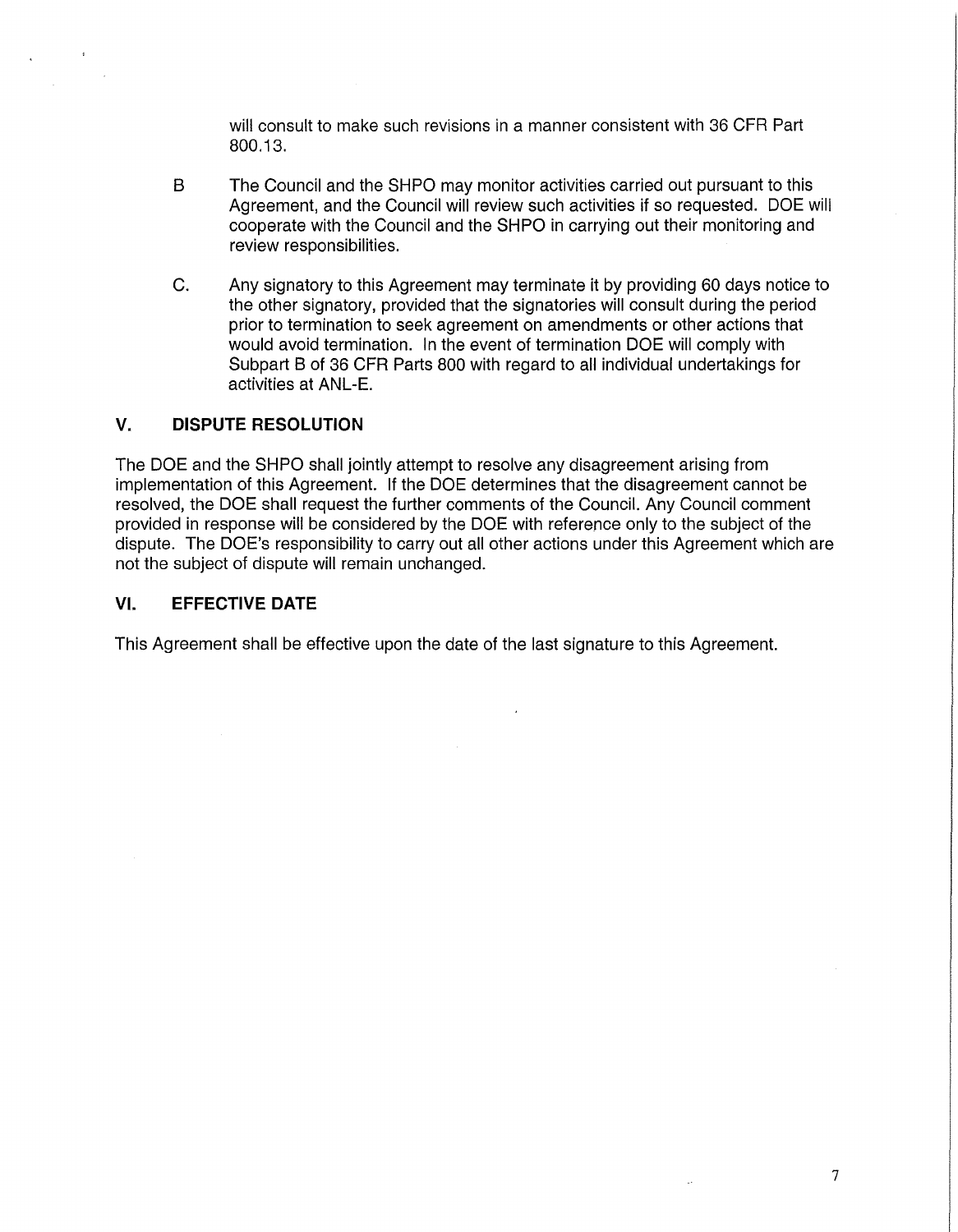will consult to make such revisions in a manner consistent with 36 CFR Part 800.13.

B The Council and the SHPO may monitor activities carried out pursuant to this Agreement, and the Council will review such activities if so requested. DOE will cooperate with the Council and the SHPO in carrying out their monitoring and review responsibilities.

C. Any signatory to this Agreement may terminate it by providing 60 days notice to the other signatory, provided that the signatories will consult during the period prior to termination to seek agreement on amendments or other actions that would avoid termination. In the event of termination DOE will comply with Subpart B of 36 CFR Parts 800 with regard to all individual undertakings for activities at ANL-E.

## V. DISPUTE RESOLUTION

The DOE and the SHPO shall jointly attempt to resolve any disagreement arising from implementation of this Agreement. If the DOE determines that the disagreement cannot be resolved, the DOE shall request the further comments of the Council. Any Council comment provided in response will be considered by the DOE with reference only to the subject of the dispute. The DOE's responsibility to carry out all other actions under this Agreement which are not the subject of dispute will remain unchanged.

## VI. EFFECTIVE DATE

This Agreement shall be effective upon the date of the last signature to this Agreement.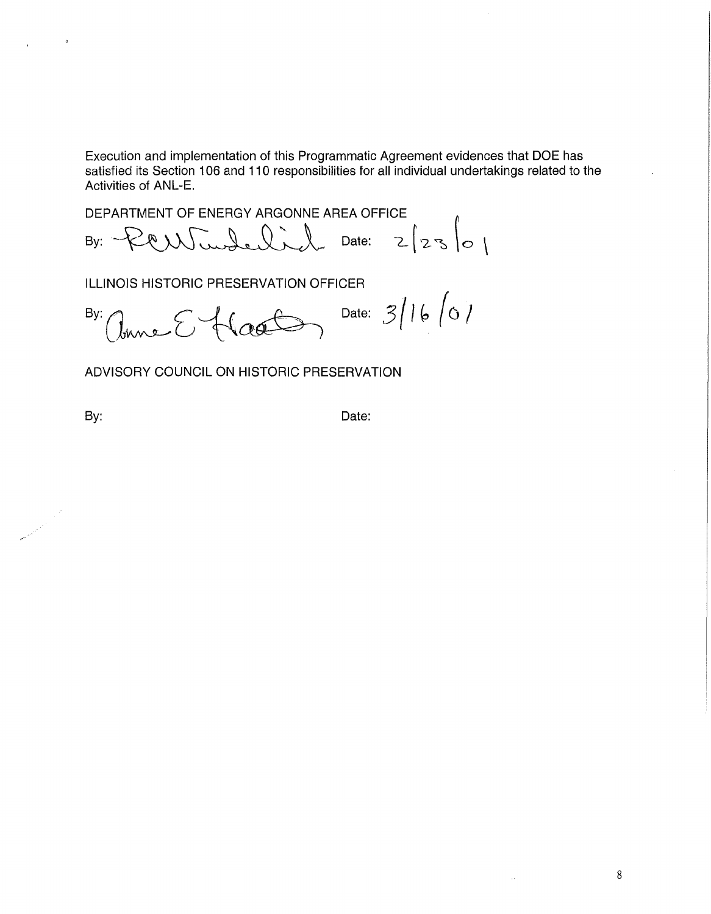Execution and implementation of this Programmatic Agreement evidences that DOE has satisfied its Section 106 and 110 responsibilities for all individual undertakings related to the Activities of ANL-E.

DEPARTMENT OF ENERGY ARGONNE AREA OFFICE

By: [signature] Date: 2/23/01

ILLINOIS HISTORIC PRESERVATION OFFICER

By: [signature] Date: 3/16/01

ADVISORY COUNCIL ON HISTORIC PRESERVATION

By: Date: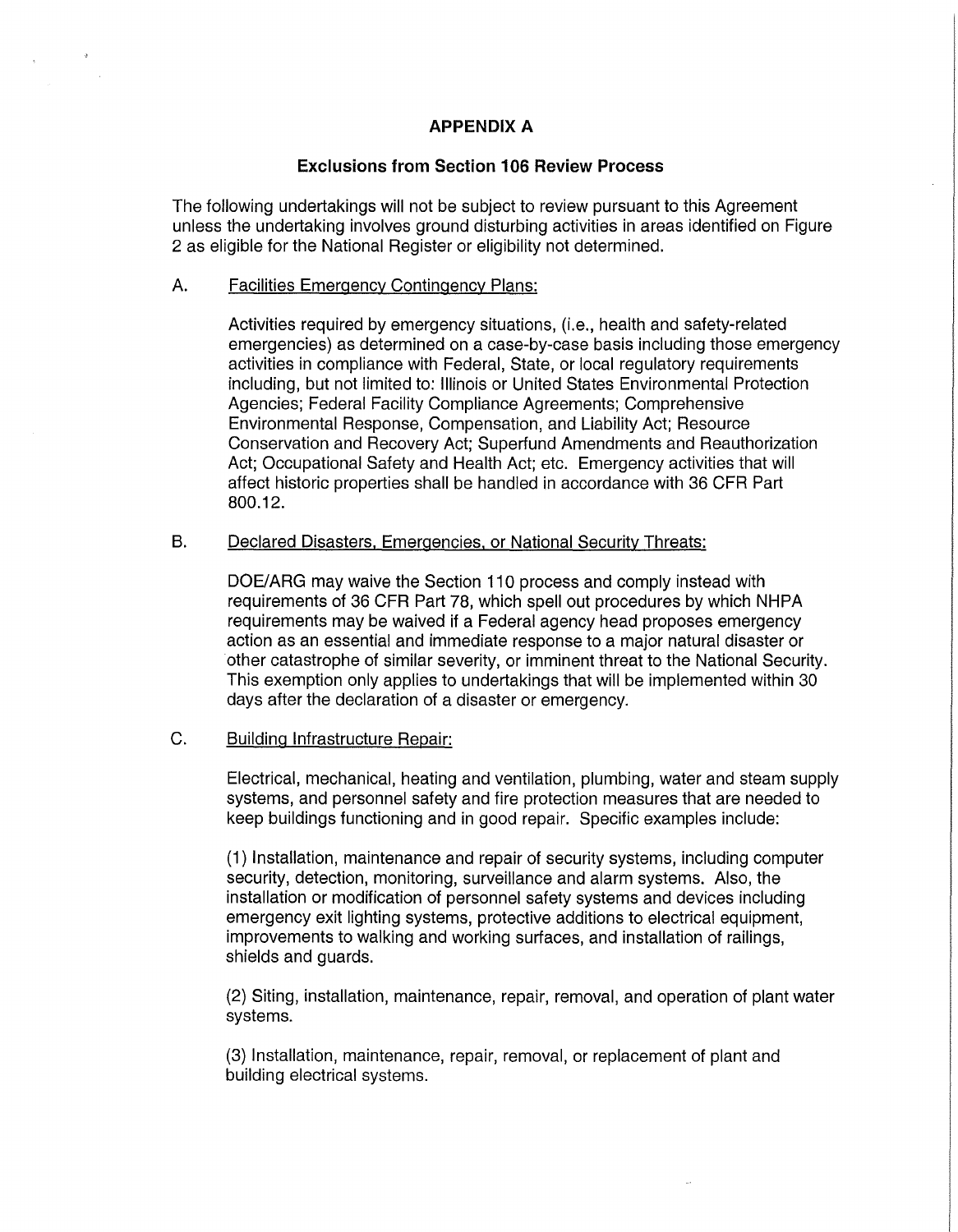# APPENDIX A

## Exclusions from Section 106 Review Process

The following undertakings will not be subject to review pursuant to this Agreement unless the undertaking involves ground disturbing activities in areas identified on Figure 2 as eligible for the National Register or eligibility not determined.

A. <u>Facilities Emergency Contingency Plans:</u>

Activities required by emergency situations, (i.e., health and safety-related emergencies) as determined on a case-by-case basis including those emergency activities in compliance with Federal, State, or local regulatory requirements including, but not limited to: Illinois or United States Environmental Protection Agencies; Federal Facility Compliance Agreements; Comprehensive Environmental Response, Compensation, and Liability Act; Resource Conservation and Recovery Act; Superfund Amendments and Reauthorization Act; Occupational Safety and Health Act; etc. Emergency activities that will affect historic properties shall be handled in accordance with 36 CFR Part 800.12.

B. <u>Declared Disasters, Emergencies, or National Security Threats:</u>

DOE/ARG may waive the Section 110 process and comply instead with requirements of 36 CFR Part 78, which spell out procedures by which NHPA requirements may be waived if a Federal agency head proposes emergency action as an essential and immediate response to a major natural disaster or other catastrophe of similar severity, or imminent threat to the National Security. This exemption only applies to undertakings that will be implemented within 30 days after the declaration of a disaster or emergency.

C. <u>Building Infrastructure Repair:</u>

Electrical, mechanical, heating and ventilation, plumbing, water and steam supply systems, and personnel safety and fire protection measures that are needed to keep buildings functioning and in good repair. Specific examples include:

(1) Installation, maintenance and repair of security systems, including computer security, detection, monitoring, surveillance and alarm systems. Also, the installation or modification of personnel safety systems and devices including emergency exit lighting systems, protective additions to electrical equipment, improvements to walking and working surfaces, and installation of railings, shields and guards.

(2) Siting, installation, maintenance, repair, removal, and operation of plant water systems.

(3) Installation, maintenance, repair, removal, or replacement of plant and building electrical systems.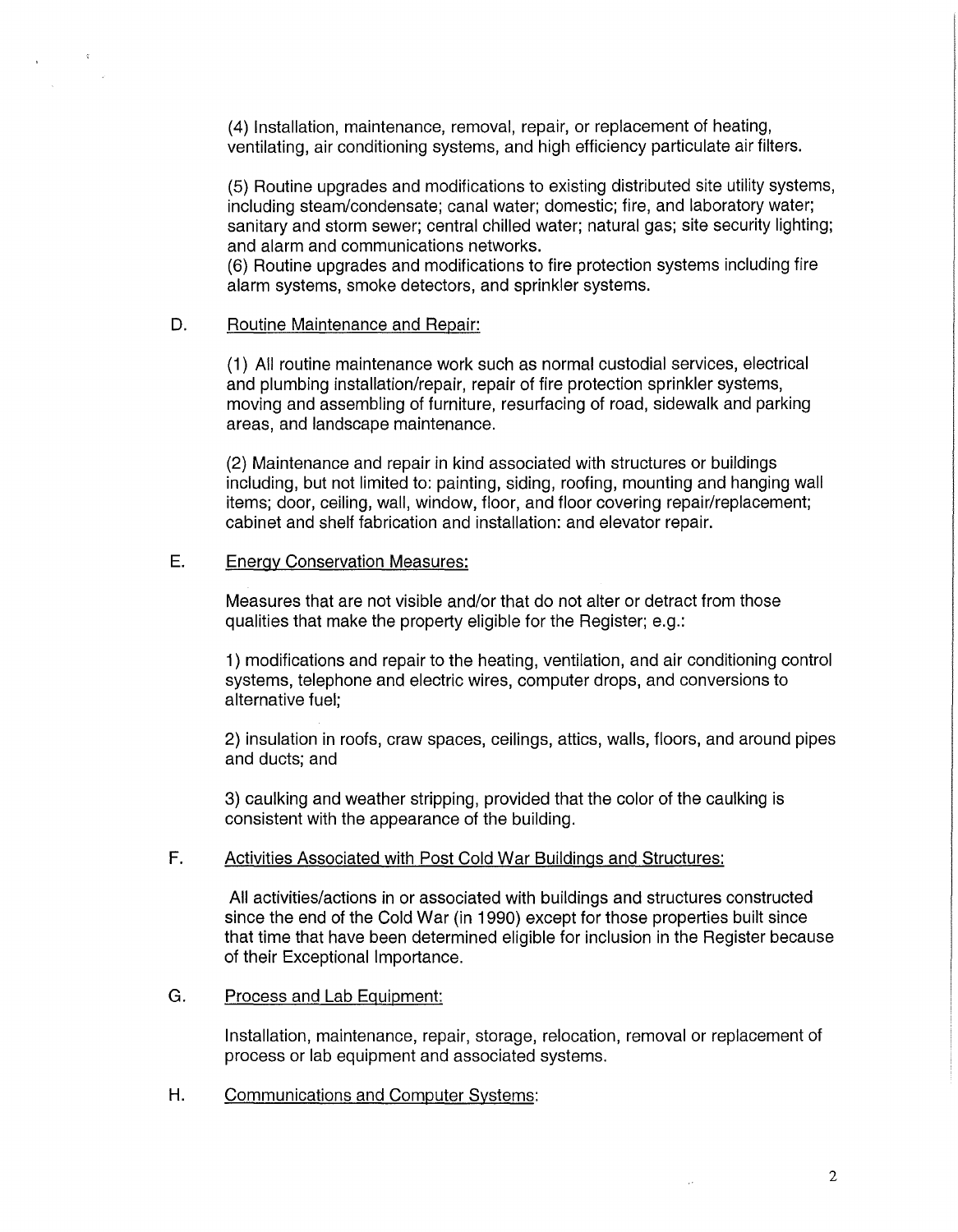(4) Installation, maintenance, removal, repair, or replacement of heating, ventilating, air conditioning systems, and high efficiency particulate air filters.

(5) Routine upgrades and modifications to existing distributed site utility systems, including steam/condensate; canal water; domestic; fire, and laboratory water; sanitary and storm sewer; central chilled water; natural gas; site security lighting; and alarm and communications networks.
(6) Routine upgrades and modifications to fire protection systems including fire alarm systems, smoke detectors, and sprinkler systems.

D. <u>Routine Maintenance and Repair:</u>

(1) All routine maintenance work such as normal custodial services, electrical and plumbing installation/repair, repair of fire protection sprinkler systems, moving and assembling of furniture, resurfacing of road, sidewalk and parking areas, and landscape maintenance.

(2) Maintenance and repair in kind associated with structures or buildings including, but not limited to: painting, siding, roofing, mounting and hanging wall items; door, ceiling, wall, window, floor, and floor covering repair/replacement; cabinet and shelf fabrication and installation: and elevator repair.

E. <u>Energy Conservation Measures:</u>

Measures that are not visible and/or that do not alter or detract from those qualities that make the property eligible for the Register; e.g.:

1) modifications and repair to the heating, ventilation, and air conditioning control systems, telephone and electric wires, computer drops, and conversions to alternative fuel;

2) insulation in roofs, craw spaces, ceilings, attics, walls, floors, and around pipes and ducts; and

3) caulking and weather stripping, provided that the color of the caulking is consistent with the appearance of the building.

F. <u>Activities Associated with Post Cold War Buildings and Structures:</u>

All activities/actions in or associated with buildings and structures constructed since the end of the Cold War (in 1990) except for those properties built since that time that have been determined eligible for inclusion in the Register because of their Exceptional Importance.

G. <u>Process and Lab Equipment:</u>

Installation, maintenance, repair, storage, relocation, removal or replacement of process or lab equipment and associated systems.

H. <u>Communications and Computer Systems:</u>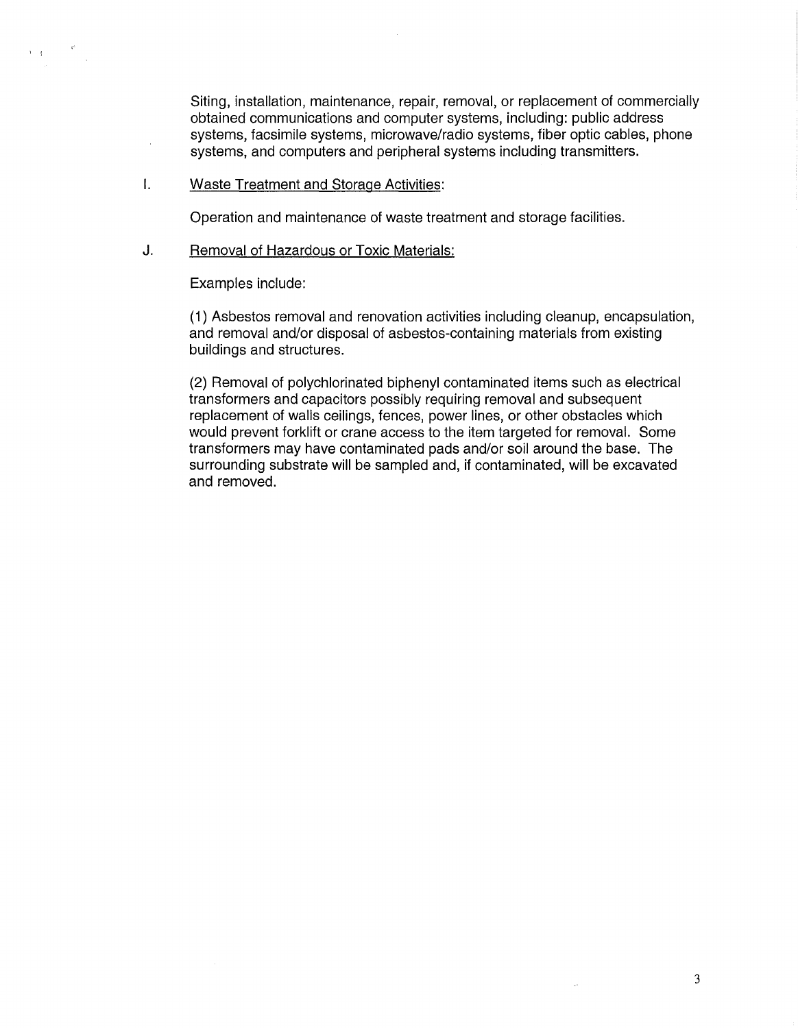Siting, installation, maintenance, repair, removal, or replacement of commercially obtained communications and computer systems, including: public address systems, facsimile systems, microwave/radio systems, fiber optic cables, phone systems, and computers and peripheral systems including transmitters.

I. Waste Treatment and Storage Activities:

Operation and maintenance of waste treatment and storage facilities.

J. Removal of Hazardous or Toxic Materials:

Examples include:

(1) Asbestos removal and renovation activities including cleanup, encapsulation, and removal and/or disposal of asbestos-containing materials from existing buildings and structures.

(2) Removal of polychlorinated biphenyl contaminated items such as electrical transformers and capacitors possibly requiring removal and subsequent replacement of walls ceilings, fences, power lines, or other obstacles which would prevent forklift or crane access to the item targeted for removal. Some transformers may have contaminated pads and/or soil around the base. The surrounding substrate will be sampled and, if contaminated, will be excavated and removed.